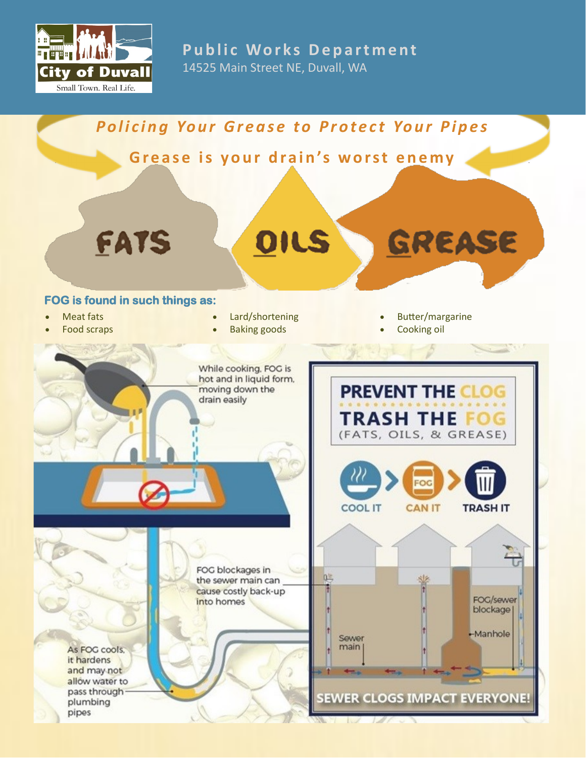City of Duvall
Small Town. Real Life.

**Public Works Department**
14525 Main Street NE, Duvall, WA

# *Policing Your Grease to Protect Your Pipes*

## Grease is your drain's worst enemy

FATS OILS GREASE

### FOG is found in such things as:

- Meat fats
- Food scraps
- Lard/shortening
- Baking goods
- Butter/margarine
- Cooking oil

While cooking, FOG is hot and in liquid form, moving down the drain easily

FOG blockages in the sewer main can cause costly back-up into homes

As FOG cools, it hardens and may not allow water to pass through plumbing pipes

**PREVENT THE CLOG**

**TRASH THE FOG**

(FATS, OILS, & GREASE)

COOL IT > CAN IT > TRASH IT

Sewer main

FOG/sewer blockage

Manhole

**SEWER CLOGS IMPACT EVERYONE!**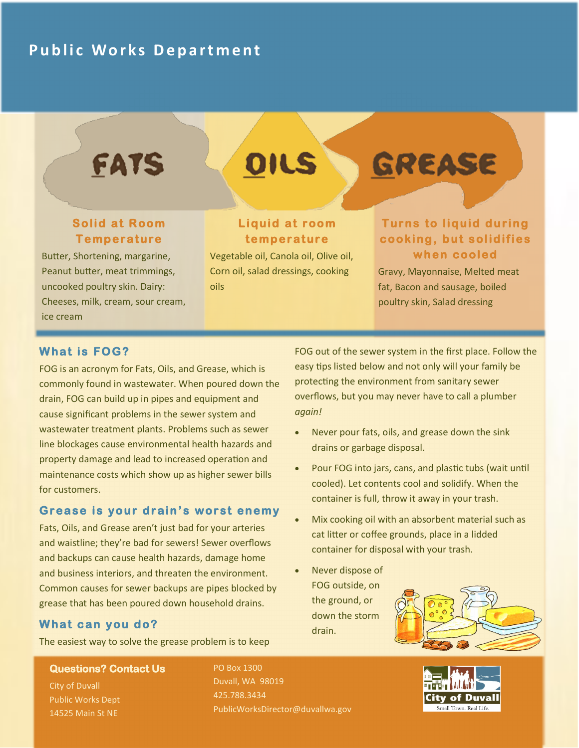# Public Works Department

## FATS

### Solid at Room Temperature

Butter, Shortening, margarine, Peanut butter, meat trimmings, uncooked poultry skin. Dairy: Cheeses, milk, cream, sour cream, ice cream

## OILS

### Liquid at room temperature

Vegetable oil, Canola oil, Olive oil, Corn oil, salad dressings, cooking oils

## GREASE

### Turns to liquid during cooking, but solidifies when cooled

Gravy, Mayonnaise, Melted meat fat, Bacon and sausage, boiled poultry skin, Salad dressing

## What is FOG?

FOG is an acronym for Fats, Oils, and Grease, which is commonly found in wastewater. When poured down the drain, FOG can build up in pipes and equipment and cause significant problems in the sewer system and wastewater treatment plants. Problems such as sewer line blockages cause environmental health hazards and property damage and lead to increased operation and maintenance costs which show up as higher sewer bills for customers.

## Grease is your drain's worst enemy

Fats, Oils, and Grease aren't just bad for your arteries and waistline; they're bad for sewers! Sewer overflows and backups can cause health hazards, damage home and business interiors, and threaten the environment. Common causes for sewer backups are pipes blocked by grease that has been poured down household drains.

## What can you do?

The easiest way to solve the grease problem is to keep FOG out of the sewer system in the first place. Follow the easy tips listed below and not only will your family be protecting the environment from sanitary sewer overflows, but you may never have to call a plumber *again!*

- Never pour fats, oils, and grease down the sink drains or garbage disposal.
- Pour FOG into jars, cans, and plastic tubs (wait until cooled). Let contents cool and solidify. When the container is full, throw it away in your trash.
- Mix cooking oil with an absorbent material such as cat litter or coffee grounds, place in a lidded container for disposal with your trash.
- Never dispose of FOG outside, on the ground, or down the storm drain.

**Questions? Contact Us**

City of Duvall
Public Works Dept
14525 Main St NE

PO Box 1300
Duvall, WA 98019
425.788.3434
PublicWorksDirector@duvallwa.gov

City of Duvall
Small Town. Real Life.